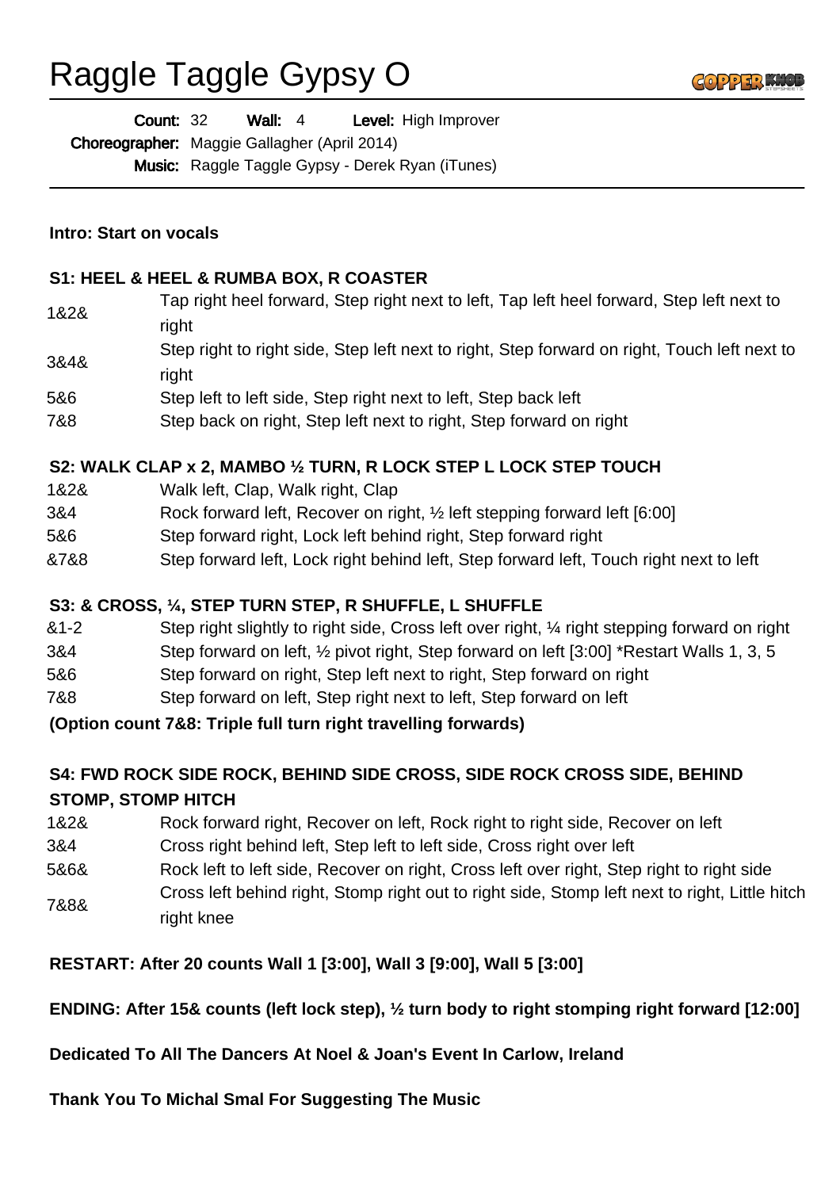# Raggle Taggle Gypsy O

**Count:** 32 **Wall:** 4 **Level:** High Improver
**Choreographer:** Maggie Gallagher (April 2014)
**Music:** Raggle Taggle Gypsy - Derek Ryan (iTunes)

---

**Intro: Start on vocals**

**S1: HEEL & HEEL & RUMBA BOX, R COASTER**

| | |
|---|---|
| 1&2& | Tap right heel forward, Step right next to left, Tap left heel forward, Step left next to right |
| 3&4& | Step right to right side, Step left next to right, Step forward on right, Touch left next to right |
| 5&6 | Step left to left side, Step right next to left, Step back left |
| 7&8 | Step back on right, Step left next to right, Step forward on right |

**S2: WALK CLAP x 2, MAMBO ½ TURN, R LOCK STEP L LOCK STEP TOUCH**

| | |
|---|---|
| 1&2& | Walk left, Clap, Walk right, Clap |
| 3&4 | Rock forward left, Recover on right, ½ left stepping forward left [6:00] |
| 5&6 | Step forward right, Lock left behind right, Step forward right |
| &7&8 | Step forward left, Lock right behind left, Step forward left, Touch right next to left |

**S3: & CROSS, ¼, STEP TURN STEP, R SHUFFLE, L SHUFFLE**

| | |
|---|---|
| &1-2 | Step right slightly to right side, Cross left over right, ¼ right stepping forward on right |
| 3&4 | Step forward on left, ½ pivot right, Step forward on left [3:00] *Restart Walls 1, 3, 5 |
| 5&6 | Step forward on right, Step left next to right, Step forward on right |
| 7&8 | Step forward on left, Step right next to left, Step forward on left |

**(Option count 7&8: Triple full turn right travelling forwards)**

**S4: FWD ROCK SIDE ROCK, BEHIND SIDE CROSS, SIDE ROCK CROSS SIDE, BEHIND STOMP, STOMP HITCH**

| | |
|---|---|
| 1&2& | Rock forward right, Recover on left, Rock right to right side, Recover on left |
| 3&4 | Cross right behind left, Step left to left side, Cross right over left |
| 5&6& | Rock left to left side, Recover on right, Cross left over right, Step right to right side |
| 7&8& | Cross left behind right, Stomp right out to right side, Stomp left next to right, Little hitch right knee |

**RESTART: After 20 counts Wall 1 [3:00], Wall 3 [9:00], Wall 5 [3:00]**

**ENDING: After 15& counts (left lock step), ½ turn body to right stomping right forward [12:00]**

**Dedicated To All The Dancers At Noel & Joan's Event In Carlow, Ireland**

**Thank You To Michal Smal For Suggesting The Music**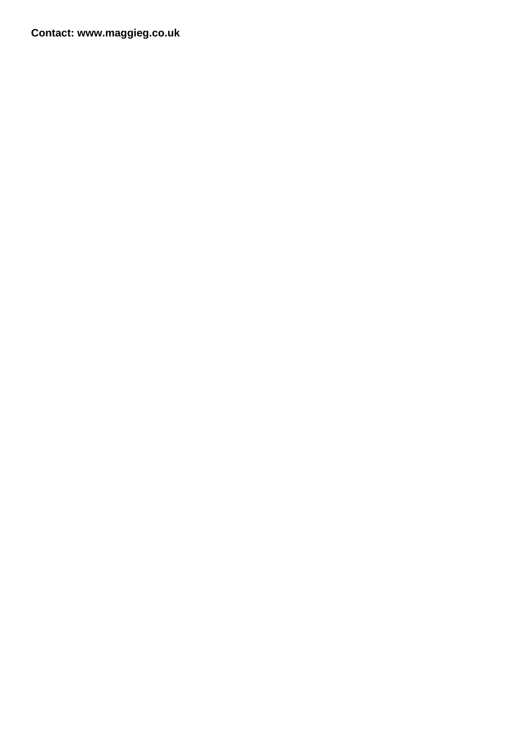**Contact: www.maggieg.co.uk**